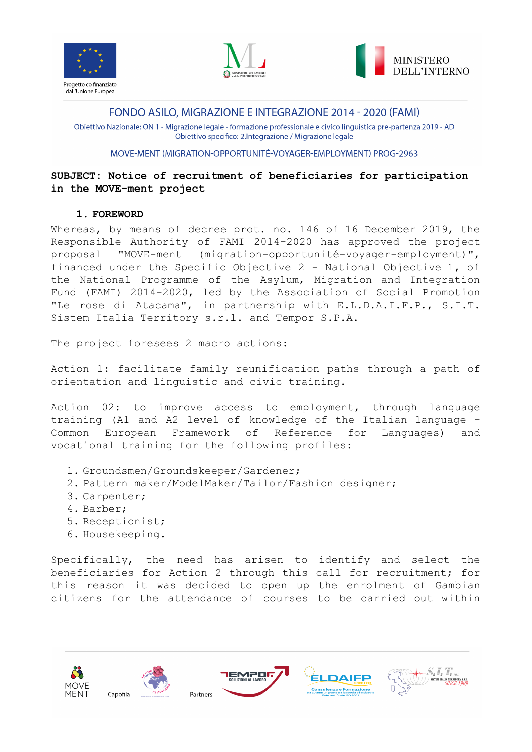FONDO ASILO, MIGRAZIONE E INTEGRAZIONE 2014 - 2020 (FAMI)

Obiettivo Nazionale: ON 1 - Migrazione legale - formazione professionale e civico linguistica pre-partenza 2019 - AD
Obiettivo specifico: 2.Integrazione / Migrazione legale

MOVE-MENT (MIGRATION-OPPORTUNITÉ-VOYAGER-EMPLOYMENT) PROG-2963

**SUBJECT: Notice of recruitment of beneficiaries for participation in the MOVE-ment project**

## 1. FOREWORD

Whereas, by means of decree prot. no. 146 of 16 December 2019, the Responsible Authority of FAMI 2014-2020 has approved the project proposal "MOVE-ment (migration-opportunité-voyager-employment)", financed under the Specific Objective 2 - National Objective 1, of the National Programme of the Asylum, Migration and Integration Fund (FAMI) 2014-2020, led by the Association of Social Promotion "Le rose di Atacama", in partnership with E.L.D.A.I.F.P., S.I.T. Sistem Italia Territory s.r.l. and Tempor S.P.A.

The project foresees 2 macro actions:

Action 1: facilitate family reunification paths through a path of orientation and linguistic and civic training.

Action 02: to improve access to employment, through language training (A1 and A2 level of knowledge of the Italian language - Common European Framework of Reference for Languages) and vocational training for the following profiles:

1. Groundsmen/Groundskeeper/Gardener;
2. Pattern maker/ModelMaker/Tailor/Fashion designer;
3. Carpenter;
4. Barber;
5. Receptionist;
6. Housekeeping.

Specifically, the need has arisen to identify and select the beneficiaries for Action 2 through this call for recruitment; for this reason it was decided to open up the enrolment of Gambian citizens for the attendance of courses to be carried out within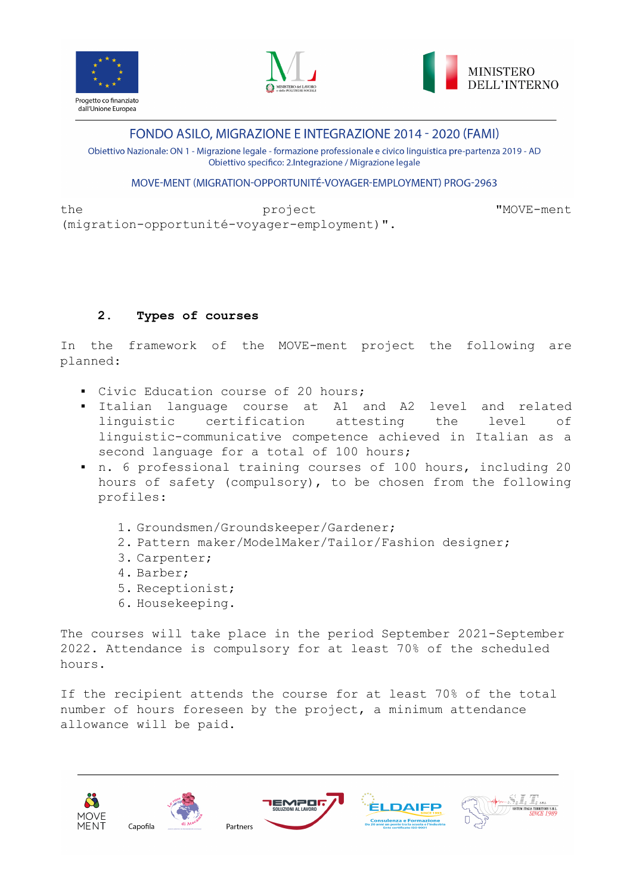the project "MOVE-ment (migration-opportunité-voyager-employment)".

## 2. Types of courses

In the framework of the MOVE-ment project the following are planned:

- Civic Education course of 20 hours;
- Italian language course at A1 and A2 level and related linguistic certification attesting the level of linguistic-communicative competence achieved in Italian as a second language for a total of 100 hours;
- n. 6 professional training courses of 100 hours, including 20 hours of safety (compulsory), to be chosen from the following profiles:

  1. Groundsmen/Groundskeeper/Gardener;
  2. Pattern maker/ModelMaker/Tailor/Fashion designer;
  3. Carpenter;
  4. Barber;
  5. Receptionist;
  6. Housekeeping.

The courses will take place in the period September 2021-September 2022. Attendance is compulsory for at least 70% of the scheduled hours.

If the recipient attends the course for at least 70% of the total number of hours foreseen by the project, a minimum attendance allowance will be paid.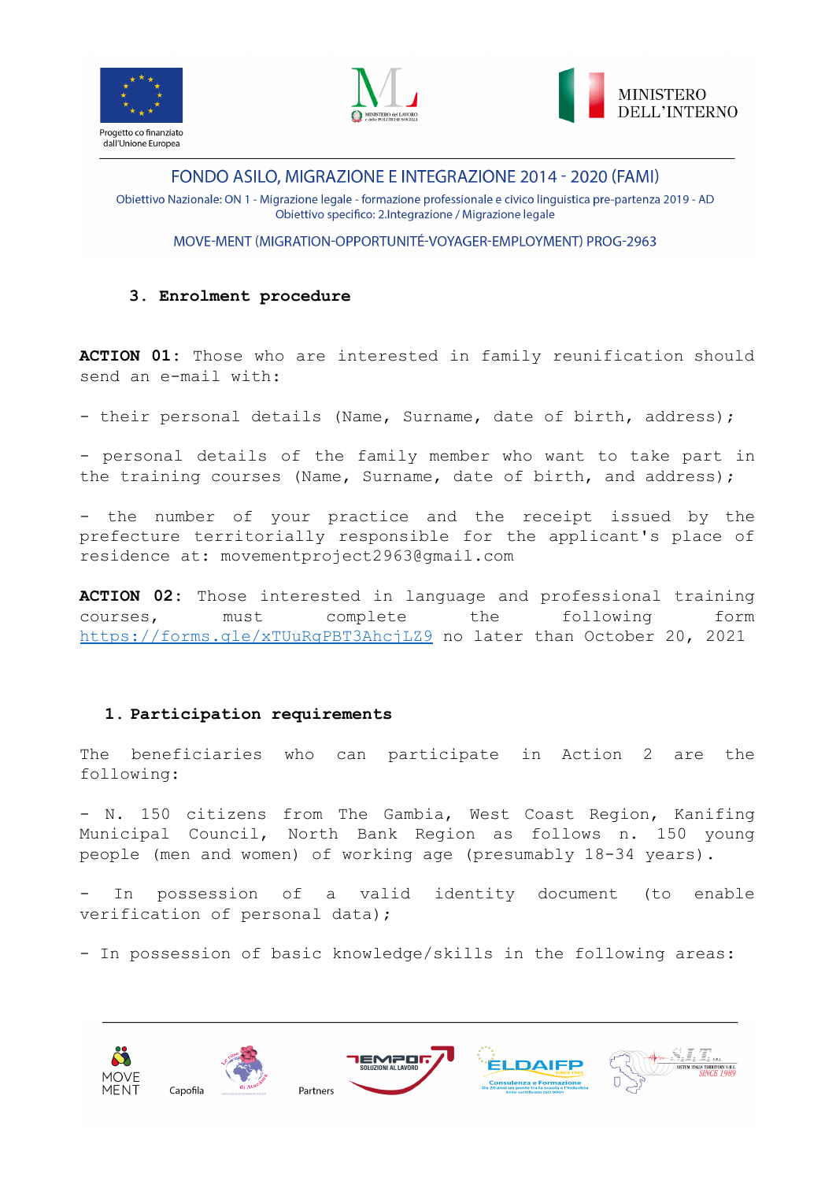## 3. Enrolment procedure

**ACTION 01:** Those who are interested in family reunification should send an e-mail with:

- their personal details (Name, Surname, date of birth, address);

- personal details of the family member who want to take part in the training courses (Name, Surname, date of birth, and address);

- the number of your practice and the receipt issued by the prefecture territorially responsible for the applicant's place of residence at: movementproject2963@gmail.com

**ACTION 02:** Those interested in language and professional training courses, must complete the following form [https://forms.gle/xTUuRgPBT3AhcjLZ9](https://forms.gle/xTUuRgPBT3AhcjLZ9) no later than October 20, 2021

## 1. Participation requirements

The beneficiaries who can participate in Action 2 are the following:

- N. 150 citizens from The Gambia, West Coast Region, Kanifing Municipal Council, North Bank Region as follows n. 150 young people (men and women) of working age (presumably 18-34 years).

- In possession of a valid identity document (to enable verification of personal data);

- In possession of basic knowledge/skills in the following areas: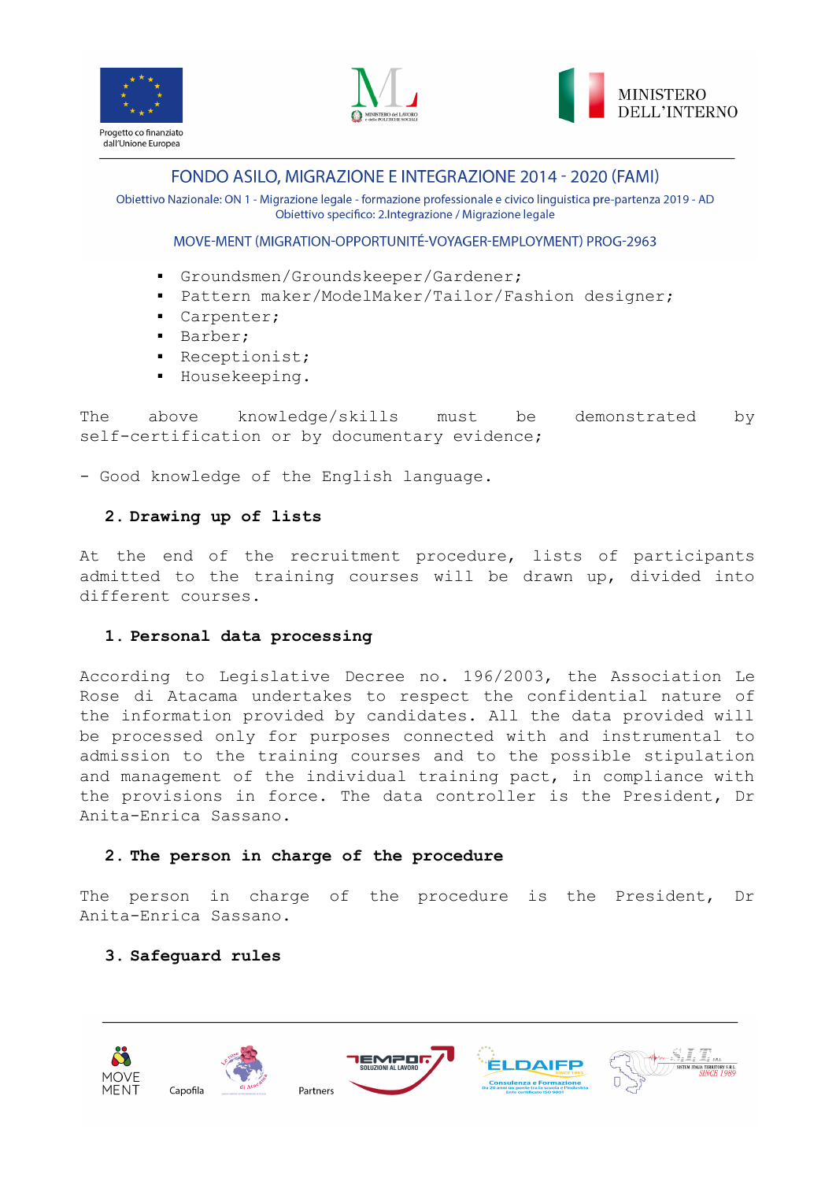- Groundsmen/Groundskeeper/Gardener;
- Pattern maker/ModelMaker/Tailor/Fashion designer;
- Carpenter;
- Barber;
- Receptionist;
- Housekeeping.

The above knowledge/skills must be demonstrated by self-certification or by documentary evidence;

- Good knowledge of the English language.

## 2. Drawing up of lists

At the end of the recruitment procedure, lists of participants admitted to the training courses will be drawn up, divided into different courses.

## 1. Personal data processing

According to Legislative Decree no. 196/2003, the Association Le Rose di Atacama undertakes to respect the confidential nature of the information provided by candidates. All the data provided will be processed only for purposes connected with and instrumental to admission to the training courses and to the possible stipulation and management of the individual training pact, in compliance with the provisions in force. The data controller is the President, Dr Anita-Enrica Sassano.

## 2. The person in charge of the procedure

The person in charge of the procedure is the President, Dr Anita-Enrica Sassano.

## 3. Safeguard rules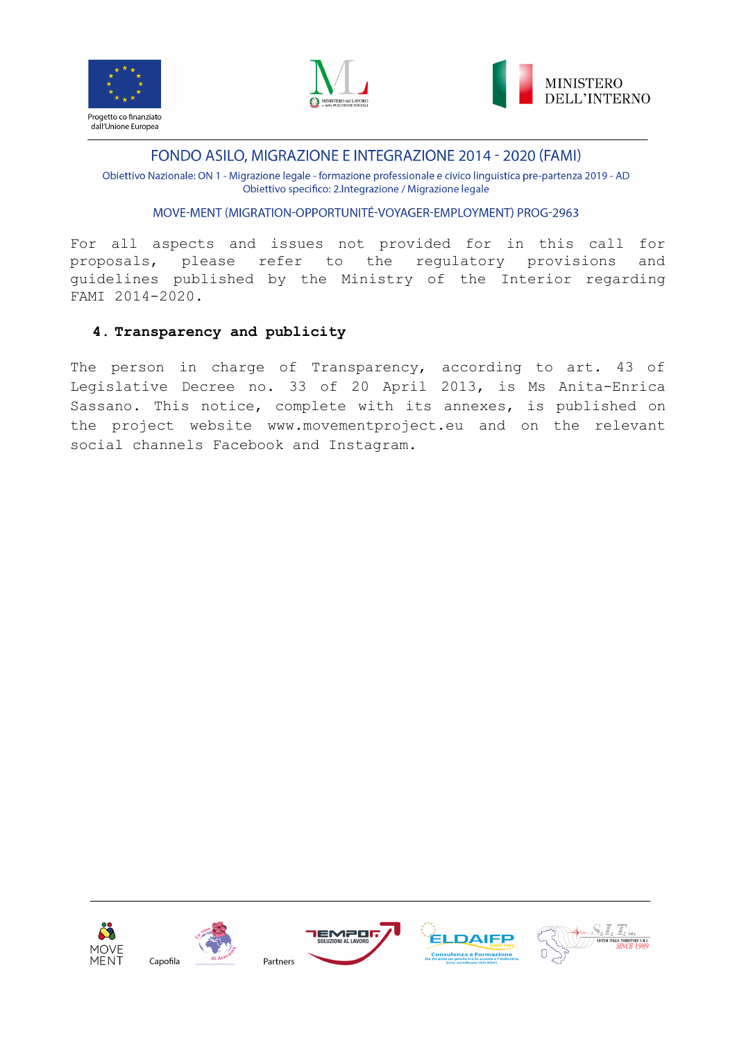For all aspects and issues not provided for in this call for proposals, please refer to the regulatory provisions and guidelines published by the Ministry of the Interior regarding FAMI 2014-2020.

## 4. Transparency and publicity

The person in charge of Transparency, according to art. 43 of Legislative Decree no. 33 of 20 April 2013, is Ms Anita-Enrica Sassano. This notice, complete with its annexes, is published on the project website www.movementproject.eu and on the relevant social channels Facebook and Instagram.